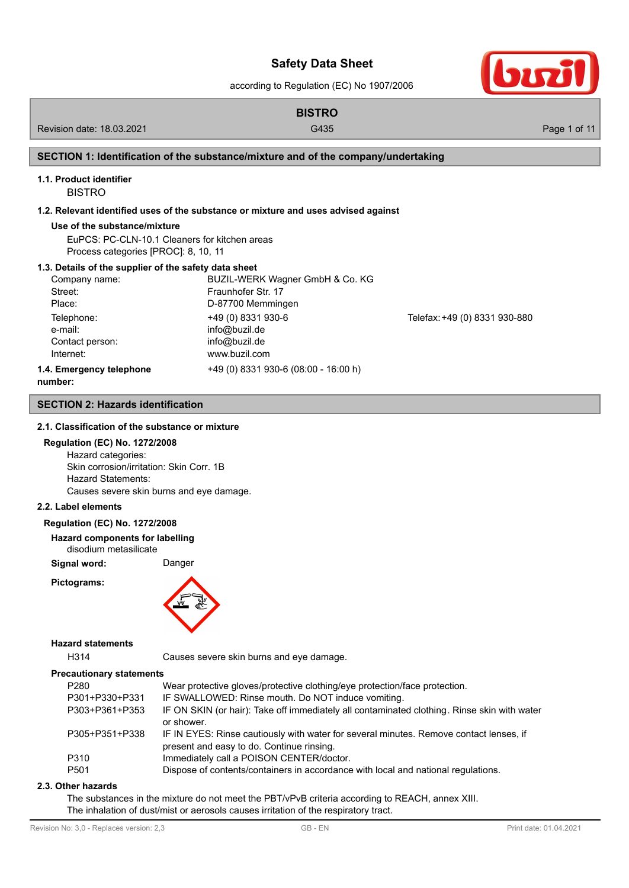# Safety Data Sheet

according to Regulation (EC) No 1907/2006

**BISTRO**

Revision date: 18.03.2021 | G435

## SECTION 1: Identification of the substance/mixture and of the company/undertaking

### 1.1. Product identifier

BISTRO

### 1.2. Relevant identified uses of the substance or mixture and uses advised against

**Use of the substance/mixture**

EuPCS: PC-CLN-10.1 Cleaners for kitchen areas
Process categories [PROC]: 8, 10, 11

### 1.3. Details of the supplier of the safety data sheet

| | | |
|---|---|---|
| Company name: | BUZIL-WERK Wagner GmbH & Co. KG | |
| Street: | Fraunhofer Str. 17 | |
| Place: | D-87700 Memmingen | |
| Telephone: | +49 (0) 8331 930-6 | Telefax: +49 (0) 8331 930-880 |
| e-mail: | info@buzil.de | |
| Contact person: | info@buzil.de | |
| Internet: | www.buzil.com | |

### 1.4. Emergency telephone number:

+49 (0) 8331 930-6 (08:00 - 16:00 h)

## SECTION 2: Hazards identification

### 2.1. Classification of the substance or mixture

**Regulation (EC) No. 1272/2008**

Hazard categories:
Skin corrosion/irritation: Skin Corr. 1B
Hazard Statements:
Causes severe skin burns and eye damage.

### 2.2. Label elements

**Regulation (EC) No. 1272/2008**

**Hazard components for labelling**

disodium metasilicate

**Signal word:** Danger

**Pictograms:**

**Hazard statements**

| | |
|---|---|
| H314 | Causes severe skin burns and eye damage. |

**Precautionary statements**

| | |
|---|---|
| P280 | Wear protective gloves/protective clothing/eye protection/face protection. |
| P301+P330+P331 | IF SWALLOWED: Rinse mouth. Do NOT induce vomiting. |
| P303+P361+P353 | IF ON SKIN (or hair): Take off immediately all contaminated clothing. Rinse skin with water or shower. |
| P305+P351+P338 | IF IN EYES: Rinse cautiously with water for several minutes. Remove contact lenses, if present and easy to do. Continue rinsing. |
| P310 | Immediately call a POISON CENTER/doctor. |
| P501 | Dispose of contents/containers in accordance with local and national regulations. |

### 2.3. Other hazards

The substances in the mixture do not meet the PBT/vPvB criteria according to REACH, annex XIII.
The inhalation of dust/mist or aerosols causes irritation of the respiratory tract.

Revision No: 3,0 - Replaces version: 2,3 | GB - EN | Print date: 01.04.2021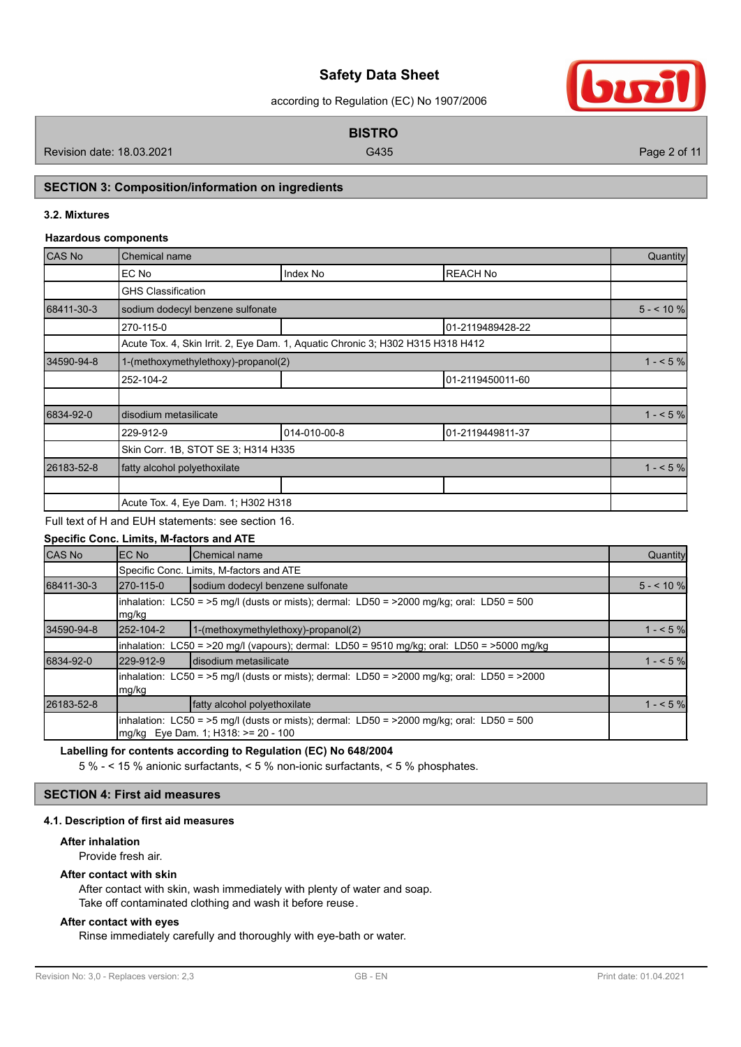## SECTION 3: Composition/information on ingredients

### 3.2. Mixtures

#### Hazardous components

| CAS No | Chemical name | | | Quantity |
|---|---|---|---|---|
| | EC No | Index No | REACH No | |
| | GHS Classification | | | |
| 68411-30-3 | sodium dodecyl benzene sulfonate | | | 5 - < 10 % |
| | 270-115-0 | | 01-2119489428-22 | |
| | Acute Tox. 4, Skin Irrit. 2, Eye Dam. 1, Aquatic Chronic 3; H302 H315 H318 H412 | | | |
| 34590-94-8 | 1-(methoxymethylethoxy)-propanol(2) | | | 1 - < 5 % |
| | 252-104-2 | | 01-2119450011-60 | |
| | | | | |
| 6834-92-0 | disodium metasilicate | | | 1 - < 5 % |
| | 229-912-9 | 014-010-00-8 | 01-2119449811-37 | |
| | Skin Corr. 1B, STOT SE 3; H314 H335 | | | |
| 26183-52-8 | fatty alcohol polyethoxilate | | | 1 - < 5 % |
| | | | | |
| | Acute Tox. 4, Eye Dam. 1; H302 H318 | | | |

Full text of H and EUH statements: see section 16.

#### Specific Conc. Limits, M-factors and ATE

| CAS No | EC No | Chemical name | Quantity |
|---|---|---|---|
| | Specific Conc. Limits, M-factors and ATE | | |
| 68411-30-3 | 270-115-0 | sodium dodecyl benzene sulfonate | 5 - < 10 % |
| | inhalation: LC50 = >5 mg/l (dusts or mists); dermal: LD50 = >2000 mg/kg; oral: LD50 = 500 mg/kg | | |
| 34590-94-8 | 252-104-2 | 1-(methoxymethylethoxy)-propanol(2) | 1 - < 5 % |
| | inhalation: LC50 = >20 mg/l (vapours); dermal: LD50 = 9510 mg/kg; oral: LD50 = >5000 mg/kg | | |
| 6834-92-0 | 229-912-9 | disodium metasilicate | 1 - < 5 % |
| | inhalation: LC50 = >5 mg/l (dusts or mists); dermal: LD50 = >2000 mg/kg; oral: LD50 = >2000 mg/kg | | |
| 26183-52-8 | | fatty alcohol polyethoxilate | 1 - < 5 % |
| | inhalation: LC50 = >5 mg/l (dusts or mists); dermal: LD50 = >2000 mg/kg; oral: LD50 = 500 mg/kg Eye Dam. 1; H318: >= 20 - 100 | | |

**Labelling for contents according to Regulation (EC) No 648/2004**

5 % - < 15 % anionic surfactants, < 5 % non-ionic surfactants, < 5 % phosphates.

## SECTION 4: First aid measures

### 4.1. Description of first aid measures

**After inhalation**

Provide fresh air.

**After contact with skin**

After contact with skin, wash immediately with plenty of water and soap.
Take off contaminated clothing and wash it before reuse.

**After contact with eyes**

Rinse immediately carefully and thoroughly with eye-bath or water.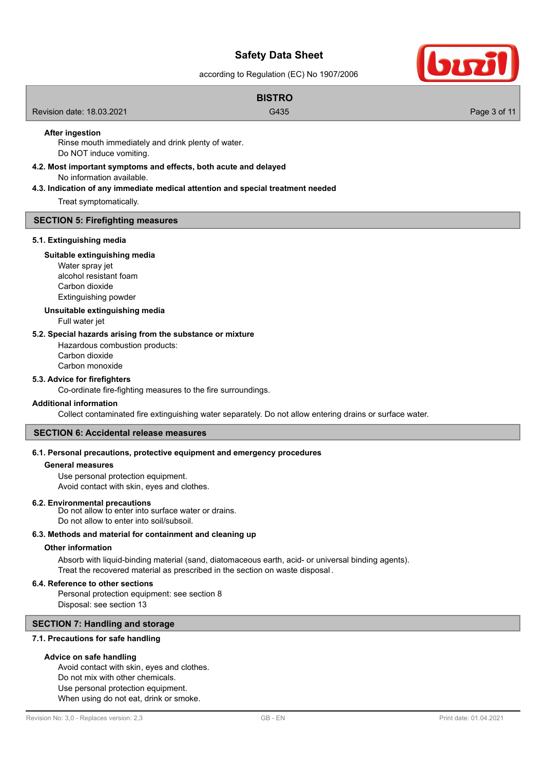**After ingestion**

Rinse mouth immediately and drink plenty of water.
Do NOT induce vomiting.

**4.2. Most important symptoms and effects, both acute and delayed**

No information available.

**4.3. Indication of any immediate medical attention and special treatment needed**

Treat symptomatically.

## SECTION 5: Firefighting measures

**5.1. Extinguishing media**

**Suitable extinguishing media**

Water spray jet
alcohol resistant foam
Carbon dioxide
Extinguishing powder

**Unsuitable extinguishing media**

Full water jet

**5.2. Special hazards arising from the substance or mixture**

Hazardous combustion products:
Carbon dioxide
Carbon monoxide

**5.3. Advice for firefighters**

Co-ordinate fire-fighting measures to the fire surroundings.

**Additional information**

Collect contaminated fire extinguishing water separately. Do not allow entering drains or surface water.

## SECTION 6: Accidental release measures

**6.1. Personal precautions, protective equipment and emergency procedures**

**General measures**

Use personal protection equipment.
Avoid contact with skin, eyes and clothes.

**6.2. Environmental precautions**

Do not allow to enter into surface water or drains.
Do not allow to enter into soil/subsoil.

**6.3. Methods and material for containment and cleaning up**

**Other information**

Absorb with liquid-binding material (sand, diatomaceous earth, acid- or universal binding agents).
Treat the recovered material as prescribed in the section on waste disposal.

**6.4. Reference to other sections**

Personal protection equipment: see section 8
Disposal: see section 13

## SECTION 7: Handling and storage

**7.1. Precautions for safe handling**

**Advice on safe handling**

Avoid contact with skin, eyes and clothes.
Do not mix with other chemicals.
Use personal protection equipment.
When using do not eat, drink or smoke.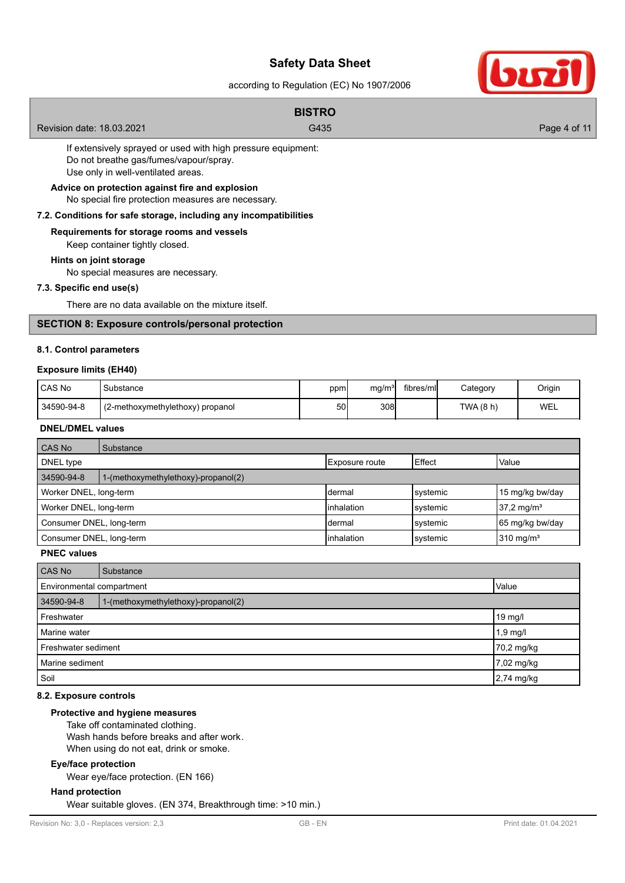If extensively sprayed or used with high pressure equipment:
Do not breathe gas/fumes/vapour/spray.
Use only in well-ventilated areas.

**Advice on protection against fire and explosion**

No special fire protection measures are necessary.

### 7.2. Conditions for safe storage, including any incompatibilities

**Requirements for storage rooms and vessels**

Keep container tightly closed.

**Hints on joint storage**

No special measures are necessary.

### 7.3. Specific end use(s)

There are no data available on the mixture itself.

## SECTION 8: Exposure controls/personal protection

### 8.1. Control parameters

**Exposure limits (EH40)**

| CAS No | Substance | ppm | mg/m³ | fibres/ml | Category | Origin |
|---|---|---|---|---|---|---|
| 34590-94-8 | (2-methoxymethylethoxy) propanol | 50 | 308 | | TWA (8 h) | WEL |

**DNEL/DMEL values**

| CAS No | Substance | | |
|---|---|---|---|
| DNEL type | Exposure route | Effect | Value |
| 34590-94-8 | 1-(methoxymethylethoxy)-propanol(2) | | |
| Worker DNEL, long-term | dermal | systemic | 15 mg/kg bw/day |
| Worker DNEL, long-term | inhalation | systemic | 37,2 mg/m³ |
| Consumer DNEL, long-term | dermal | systemic | 65 mg/kg bw/day |
| Consumer DNEL, long-term | inhalation | systemic | 310 mg/m³ |

**PNEC values**

| CAS No | Substance |
|---|---|
| Environmental compartment | Value |
| 34590-94-8 | 1-(methoxymethylethoxy)-propanol(2) |
| Freshwater | 19 mg/l |
| Marine water | 1,9 mg/l |
| Freshwater sediment | 70,2 mg/kg |
| Marine sediment | 7,02 mg/kg |
| Soil | 2,74 mg/kg |

### 8.2. Exposure controls

**Protective and hygiene measures**

Take off contaminated clothing.
Wash hands before breaks and after work.
When using do not eat, drink or smoke.

**Eye/face protection**

Wear eye/face protection. (EN 166)

**Hand protection**

Wear suitable gloves. (EN 374, Breakthrough time: >10 min.)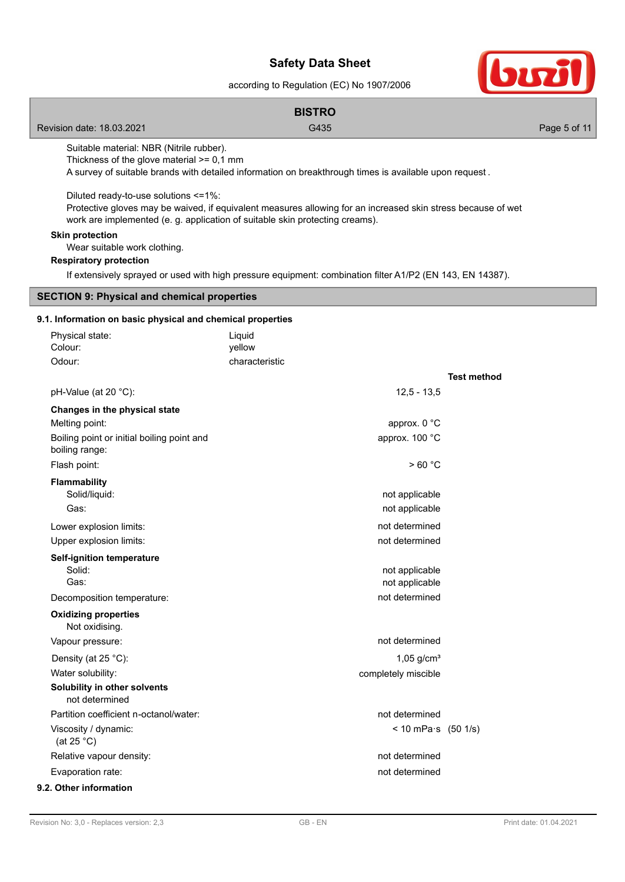Suitable material: NBR (Nitrile rubber).
Thickness of the glove material >= 0,1 mm
A survey of suitable brands with detailed information on breakthrough times is available upon request .

Diluted ready-to-use solutions <=1%:
Protective gloves may be waived, if equivalent measures allowing for an increased skin stress because of wet work are implemented (e. g. application of suitable skin protecting creams).

**Skin protection**

Wear suitable work clothing.

**Respiratory protection**

If extensively sprayed or used with high pressure equipment: combination filter A1/P2 (EN 143, EN 14387).

## SECTION 9: Physical and chemical properties

### 9.1. Information on basic physical and chemical properties

| | | |
|---|---|---|
| Physical state: | Liquid | |
| Colour: | yellow | |
| Odour: | characteristic | |
| | | **Test method** |
| pH-Value (at 20 °C): | 12,5 - 13,5 | |
| **Changes in the physical state** | | |
| Melting point: | approx. 0 °C | |
| Boiling point or initial boiling point and boiling range: | approx. 100 °C | |
| Flash point: | > 60 °C | |
| **Flammability** | | |
| Solid/liquid: | not applicable | |
| Gas: | not applicable | |
| Lower explosion limits: | not determined | |
| Upper explosion limits: | not determined | |
| **Self-ignition temperature** | | |
| Solid: | not applicable | |
| Gas: | not applicable | |
| Decomposition temperature: | not determined | |
| **Oxidizing properties** | | |
| Not oxidising. | | |
| Vapour pressure: | not determined | |
| Density (at 25 °C): | 1,05 g/cm³ | |
| Water solubility: | completely miscible | |
| **Solubility in other solvents** | | |
| not determined | | |
| Partition coefficient n-octanol/water: | not determined | |
| Viscosity / dynamic: (at 25 °C) | < 10 mPa·s | (50 1/s) |
| Relative vapour density: | not determined | |
| Evaporation rate: | not determined | |

### 9.2. Other information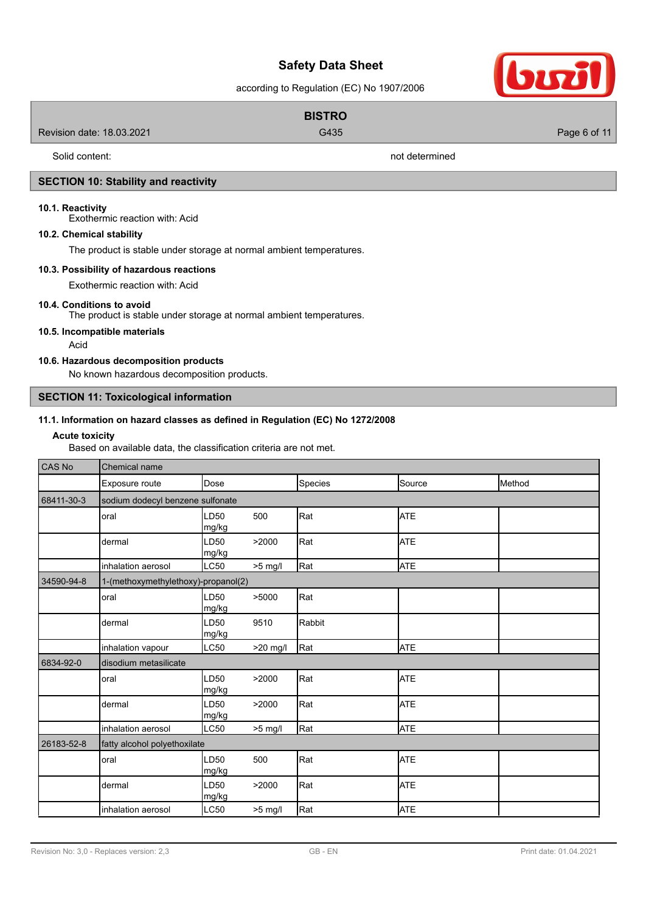Solid content: not determined

## SECTION 10: Stability and reactivity

### 10.1. Reactivity

Exothermic reaction with: Acid

### 10.2. Chemical stability

The product is stable under storage at normal ambient temperatures.

### 10.3. Possibility of hazardous reactions

Exothermic reaction with: Acid

### 10.4. Conditions to avoid

The product is stable under storage at normal ambient temperatures.

### 10.5. Incompatible materials

Acid

### 10.6. Hazardous decomposition products

No known hazardous decomposition products.

## SECTION 11: Toxicological information

### 11.1. Information on hazard classes as defined in Regulation (EC) No 1272/2008

**Acute toxicity**

Based on available data, the classification criteria are not met.

| CAS No | Chemical name | | | | | |
|---|---|---|---|---|---|---|
| | Exposure route | Dose | | Species | Source | Method |
| 68411-30-3 | sodium dodecyl benzene sulfonate | | | | | |
| | oral | LD50 mg/kg | 500 | Rat | ATE | |
| | dermal | LD50 mg/kg | >2000 | Rat | ATE | |
| | inhalation aerosol | LC50 | >5 mg/l | Rat | ATE | |
| 34590-94-8 | 1-(methoxymethylethoxy)-propanol(2) | | | | | |
| | oral | LD50 mg/kg | >5000 | Rat | | |
| | dermal | LD50 mg/kg | 9510 | Rabbit | | |
| | inhalation vapour | LC50 | >20 mg/l | Rat | ATE | |
| 6834-92-0 | disodium metasilicate | | | | | |
| | oral | LD50 mg/kg | >2000 | Rat | ATE | |
| | dermal | LD50 mg/kg | >2000 | Rat | ATE | |
| | inhalation aerosol | LC50 | >5 mg/l | Rat | ATE | |
| 26183-52-8 | fatty alcohol polyethoxilate | | | | | |
| | oral | LD50 mg/kg | 500 | Rat | ATE | |
| | dermal | LD50 mg/kg | >2000 | Rat | ATE | |
| | inhalation aerosol | LC50 | >5 mg/l | Rat | ATE | |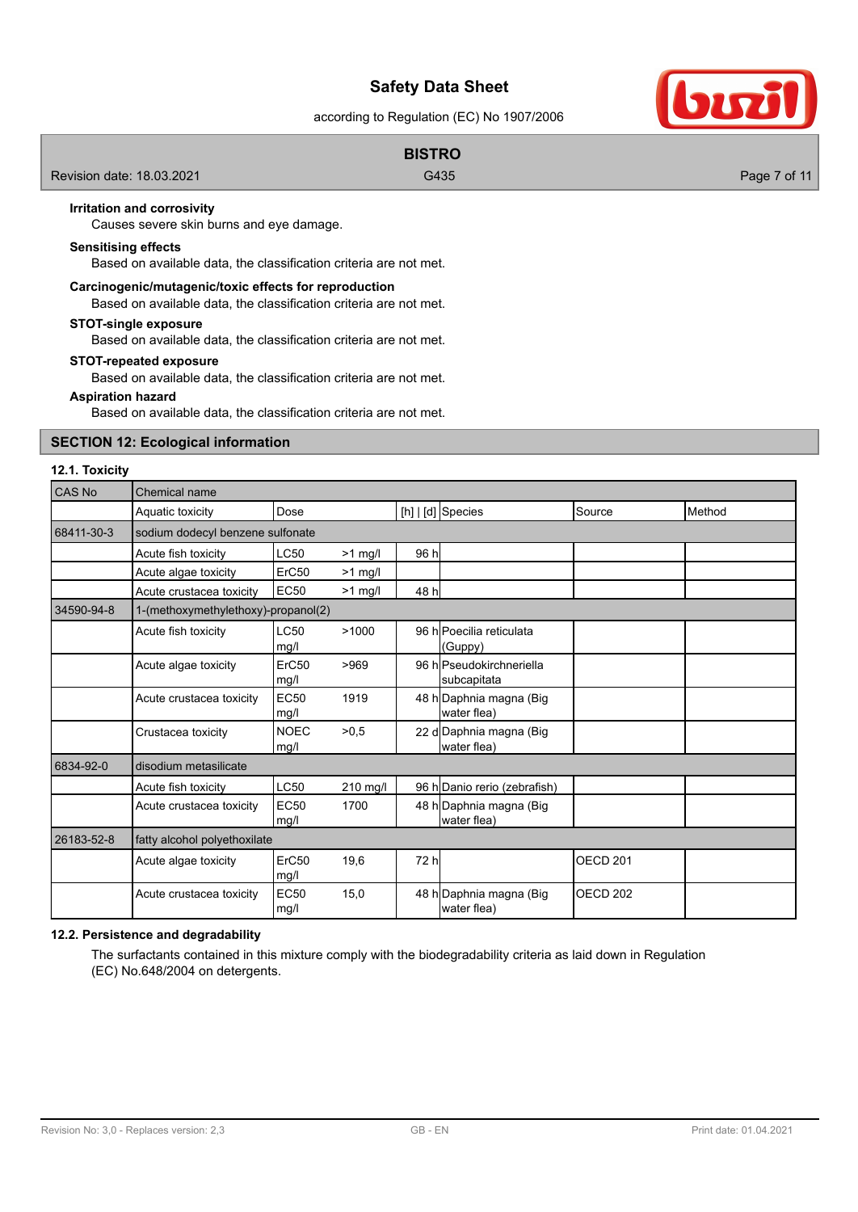**Irritation and corrosivity**

Causes severe skin burns and eye damage.

**Sensitising effects**

Based on available data, the classification criteria are not met.

**Carcinogenic/mutagenic/toxic effects for reproduction**

Based on available data, the classification criteria are not met.

**STOT-single exposure**

Based on available data, the classification criteria are not met.

**STOT-repeated exposure**

Based on available data, the classification criteria are not met.

**Aspiration hazard**

Based on available data, the classification criteria are not met.

## SECTION 12: Ecological information

### 12.1. Toxicity

| CAS No | Chemical name | | | | | | |
|---|---|---|---|---|---|---|---|
| | Aquatic toxicity | Dose | | [h] \| [d] | Species | Source | Method |
| 68411-30-3 | sodium dodecyl benzene sulfonate | | | | | | |
| | Acute fish toxicity | LC50 | >1 mg/l | 96 h | | | |
| | Acute algae toxicity | ErC50 | >1 mg/l | | | | |
| | Acute crustacea toxicity | EC50 | >1 mg/l | 48 h | | | |
| 34590-94-8 | 1-(methoxymethylethoxy)-propanol(2) | | | | | | |
| | Acute fish toxicity | LC50 mg/l | >1000 | 96 h | Poecilia reticulata (Guppy) | | |
| | Acute algae toxicity | ErC50 mg/l | >969 | 96 h | Pseudokirchneriella subcapitata | | |
| | Acute crustacea toxicity | EC50 mg/l | 1919 | 48 h | Daphnia magna (Big water flea) | | |
| | Crustacea toxicity | NOEC mg/l | >0,5 | 22 d | Daphnia magna (Big water flea) | | |
| 6834-92-0 | disodium metasilicate | | | | | | |
| | Acute fish toxicity | LC50 | 210 mg/l | 96 h | Danio rerio (zebrafish) | | |
| | Acute crustacea toxicity | EC50 mg/l | 1700 | 48 h | Daphnia magna (Big water flea) | | |
| 26183-52-8 | fatty alcohol polyethoxilate | | | | | | |
| | Acute algae toxicity | ErC50 mg/l | 19,6 | 72 h | | OECD 201 | |
| | Acute crustacea toxicity | EC50 mg/l | 15,0 | 48 h | Daphnia magna (Big water flea) | OECD 202 | |

### 12.2. Persistence and degradability

The surfactants contained in this mixture comply with the biodegradability criteria as laid down in Regulation (EC) No.648/2004 on detergents.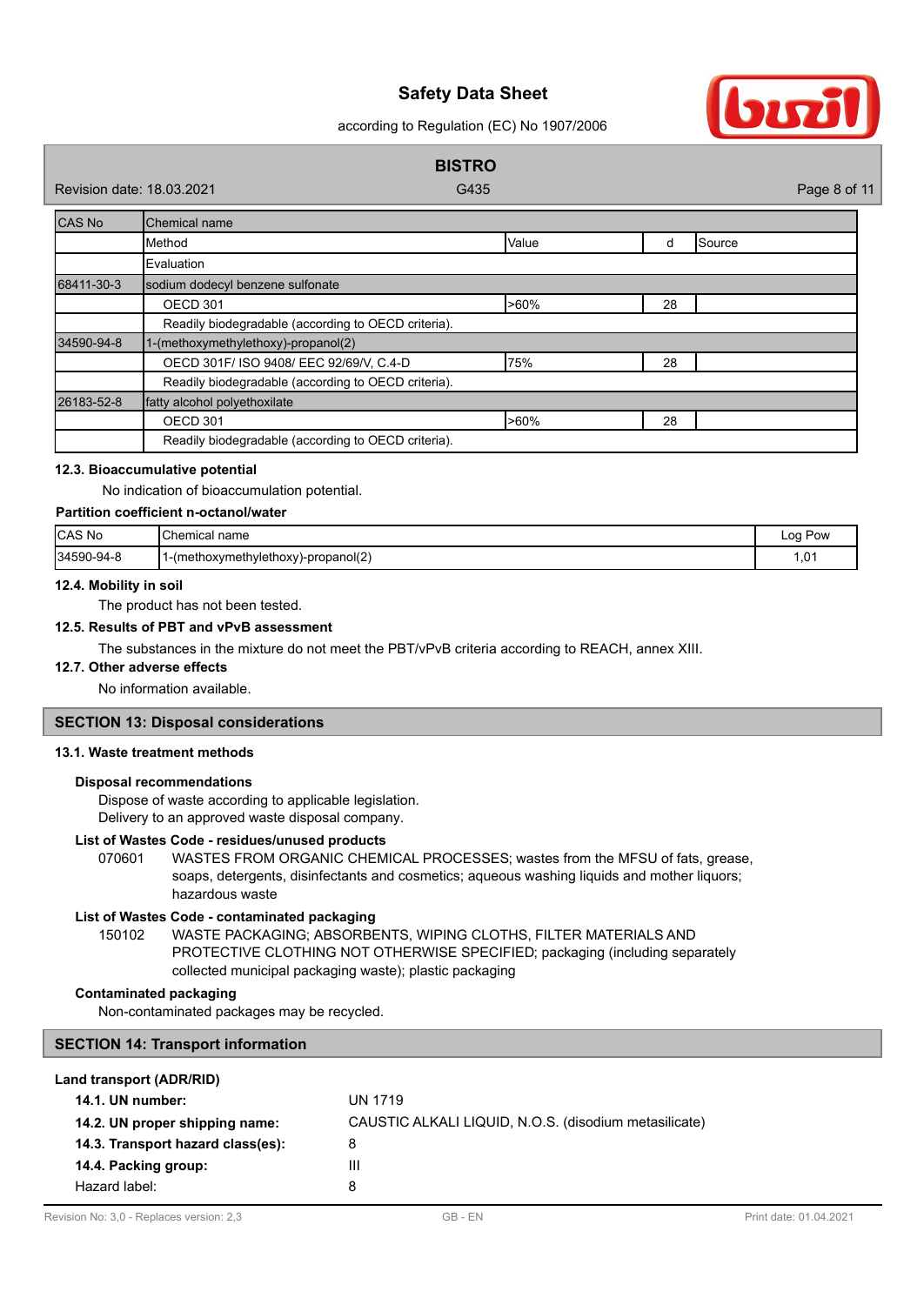| CAS No | Chemical name | | | |
|---|---|---|---|---|
| | Method | Value | d | Source |
| | Evaluation | | | |
| 68411-30-3 | sodium dodecyl benzene sulfonate | | | |
| | OECD 301 | >60% | 28 | |
| | Readily biodegradable (according to OECD criteria). | | | |
| 34590-94-8 | 1-(methoxymethylethoxy)-propanol(2) | | | |
| | OECD 301F/ ISO 9408/ EEC 92/69/V, C.4-D | 75% | 28 | |
| | Readily biodegradable (according to OECD criteria). | | | |
| 26183-52-8 | fatty alcohol polyethoxilate | | | |
| | OECD 301 | >60% | 28 | |
| | Readily biodegradable (according to OECD criteria). | | | |

### 12.3. Bioaccumulative potential

No indication of bioaccumulation potential.

#### Partition coefficient n-octanol/water

| CAS No | Chemical name | Log Pow |
|---|---|---|
| 34590-94-8 | 1-(methoxymethylethoxy)-propanol(2) | 1,01 |

### 12.4. Mobility in soil

The product has not been tested.

### 12.5. Results of PBT and vPvB assessment

The substances in the mixture do not meet the PBT/vPvB criteria according to REACH, annex XIII.

### 12.7. Other adverse effects

No information available.

## SECTION 13: Disposal considerations

### 13.1. Waste treatment methods

#### Disposal recommendations

Dispose of waste according to applicable legislation.
Delivery to an approved waste disposal company.

#### List of Wastes Code - residues/unused products

070601 WASTES FROM ORGANIC CHEMICAL PROCESSES; wastes from the MFSU of fats, grease, soaps, detergents, disinfectants and cosmetics; aqueous washing liquids and mother liquors; hazardous waste

#### List of Wastes Code - contaminated packaging

150102 WASTE PACKAGING; ABSORBENTS, WIPING CLOTHS, FILTER MATERIALS AND PROTECTIVE CLOTHING NOT OTHERWISE SPECIFIED; packaging (including separately collected municipal packaging waste); plastic packaging

#### Contaminated packaging

Non-contaminated packages may be recycled.

## SECTION 14: Transport information

#### Land transport (ADR/RID)

**14.1. UN number:** UN 1719

**14.2. UN proper shipping name:** CAUSTIC ALKALI LIQUID, N.O.S. (disodium metasilicate)

**14.3. Transport hazard class(es):** 8

**14.4. Packing group:** III

Hazard label: 8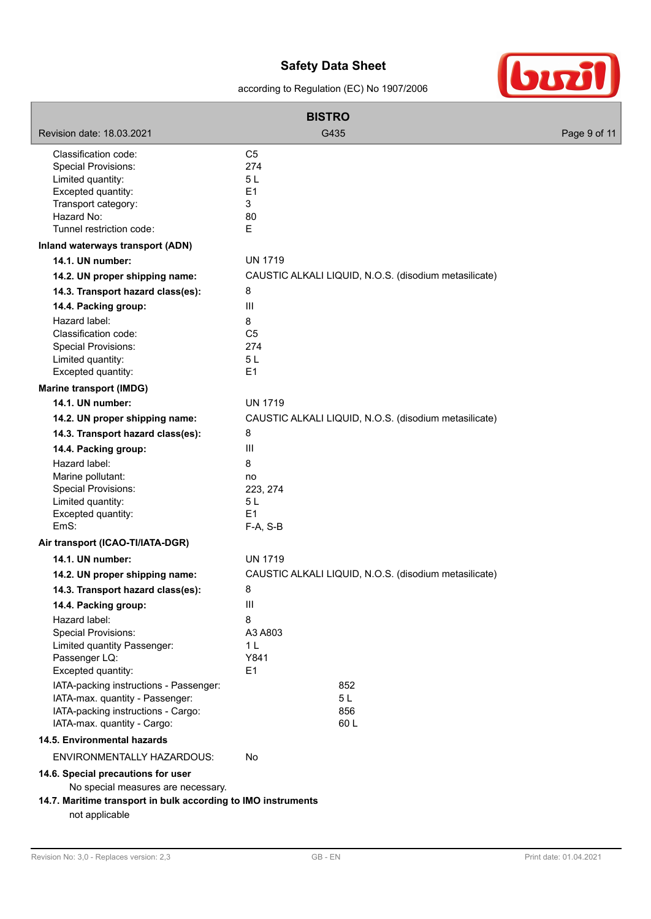| | |
|---|---|
| Classification code: | C5 |
| Special Provisions: | 274 |
| Limited quantity: | 5 L |
| Excepted quantity: | E1 |
| Transport category: | 3 |
| Hazard No: | 80 |
| Tunnel restriction code: | E |

**Inland waterways transport (ADN)**

| | |
|---|---|
| **14.1. UN number:** | UN 1719 |
| **14.2. UN proper shipping name:** | CAUSTIC ALKALI LIQUID, N.O.S. (disodium metasilicate) |
| **14.3. Transport hazard class(es):** | 8 |
| **14.4. Packing group:** | III |
| Hazard label: | 8 |
| Classification code: | C5 |
| Special Provisions: | 274 |
| Limited quantity: | 5 L |
| Excepted quantity: | E1 |

**Marine transport (IMDG)**

| | |
|---|---|
| **14.1. UN number:** | UN 1719 |
| **14.2. UN proper shipping name:** | CAUSTIC ALKALI LIQUID, N.O.S. (disodium metasilicate) |
| **14.3. Transport hazard class(es):** | 8 |
| **14.4. Packing group:** | III |
| Hazard label: | 8 |
| Marine pollutant: | no |
| Special Provisions: | 223, 274 |
| Limited quantity: | 5 L |
| Excepted quantity: | E1 |
| EmS: | F-A, S-B |

**Air transport (ICAO-TI/IATA-DGR)**

| | |
|---|---|
| **14.1. UN number:** | UN 1719 |
| **14.2. UN proper shipping name:** | CAUSTIC ALKALI LIQUID, N.O.S. (disodium metasilicate) |
| **14.3. Transport hazard class(es):** | 8 |
| **14.4. Packing group:** | III |
| Hazard label: | 8 |
| Special Provisions: | A3 A803 |
| Limited quantity Passenger: | 1 L |
| Passenger LQ: | Y841 |
| Excepted quantity: | E1 |
| IATA-packing instructions - Passenger: | 852 |
| IATA-max. quantity - Passenger: | 5 L |
| IATA-packing instructions - Cargo: | 856 |
| IATA-max. quantity - Cargo: | 60 L |

**14.5. Environmental hazards**

ENVIRONMENTALLY HAZARDOUS: No

**14.6. Special precautions for user**

No special measures are necessary.

**14.7. Maritime transport in bulk according to IMO instruments**

not applicable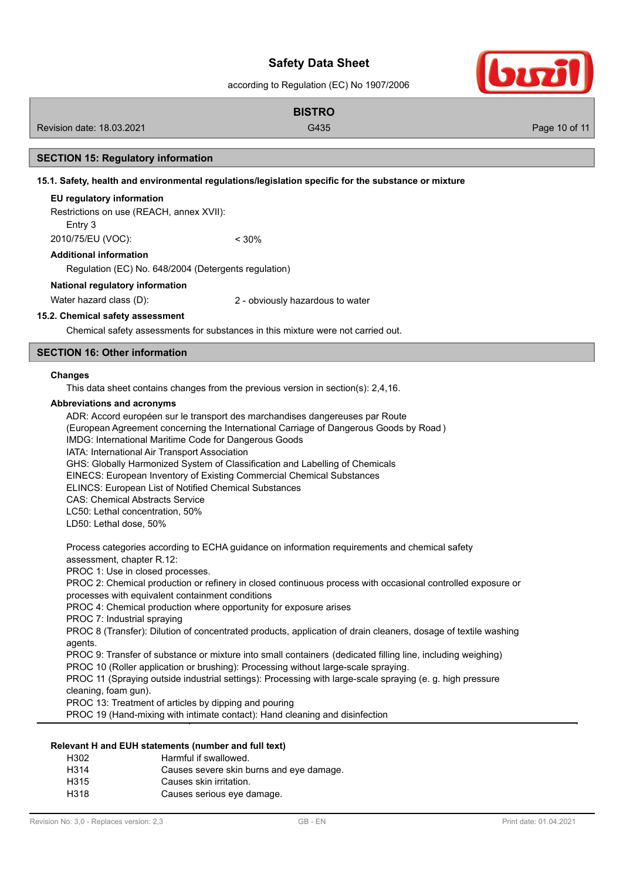## SECTION 15: Regulatory information

### 15.1. Safety, health and environmental regulations/legislation specific for the substance or mixture

**EU regulatory information**

Restrictions on use (REACH, annex XVII):

Entry 3

2010/75/EU (VOC): < 30%

**Additional information**

Regulation (EC) No. 648/2004 (Detergents regulation)

**National regulatory information**

Water hazard class (D): 2 - obviously hazardous to water

### 15.2. Chemical safety assessment

Chemical safety assessments for substances in this mixture were not carried out.

## SECTION 16: Other information

**Changes**

This data sheet contains changes from the previous version in section(s): 2,4,16.

**Abbreviations and acronyms**

ADR: Accord européen sur le transport des marchandises dangereuses par Route
(European Agreement concerning the International Carriage of Dangerous Goods by Road )
IMDG: International Maritime Code for Dangerous Goods
IATA: International Air Transport Association
GHS: Globally Harmonized System of Classification and Labelling of Chemicals
EINECS: European Inventory of Existing Commercial Chemical Substances
ELINCS: European List of Notified Chemical Substances
CAS: Chemical Abstracts Service
LC50: Lethal concentration, 50%
LD50: Lethal dose, 50%

Process categories according to ECHA guidance on information requirements and chemical safety assessment, chapter R.12:
PROC 1: Use in closed processes.
PROC 2: Chemical production or refinery in closed continuous process with occasional controlled exposure or processes with equivalent containment conditions
PROC 4: Chemical production where opportunity for exposure arises
PROC 7: Industrial spraying
PROC 8 (Transfer): Dilution of concentrated products, application of drain cleaners, dosage of textile washing agents.
PROC 9: Transfer of substance or mixture into small containers (dedicated filling line, including weighing)
PROC 10 (Roller application or brushing): Processing without large-scale spraying.
PROC 11 (Spraying outside industrial settings): Processing with large-scale spraying (e. g. high pressure cleaning, foam gun).
PROC 13: Treatment of articles by dipping and pouring
PROC 19 (Hand-mixing with intimate contact): Hand cleaning and disinfection

---

**Relevant H and EUH statements (number and full text)**

| | |
|---|---|
| H302 | Harmful if swallowed. |
| H314 | Causes severe skin burns and eye damage. |
| H315 | Causes skin irritation. |
| H318 | Causes serious eye damage. |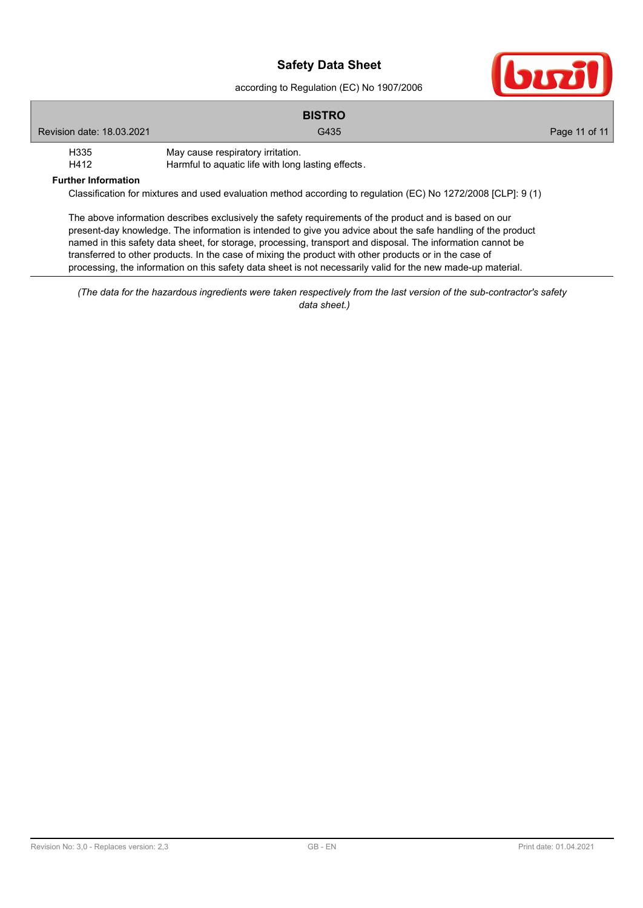| | |
|---|---|
| H335 | May cause respiratory irritation. |
| H412 | Harmful to aquatic life with long lasting effects. |

**Further Information**

Classification for mixtures and used evaluation method according to regulation (EC) No 1272/2008 [CLP]: 9 (1)

The above information describes exclusively the safety requirements of the product and is based on our present-day knowledge. The information is intended to give you advice about the safe handling of the product named in this safety data sheet, for storage, processing, transport and disposal. The information cannot be transferred to other products. In the case of mixing the product with other products or in the case of processing, the information on this safety data sheet is not necessarily valid for the new made-up material.

---

*(The data for the hazardous ingredients were taken respectively from the last version of the sub-contractor's safety data sheet.)*